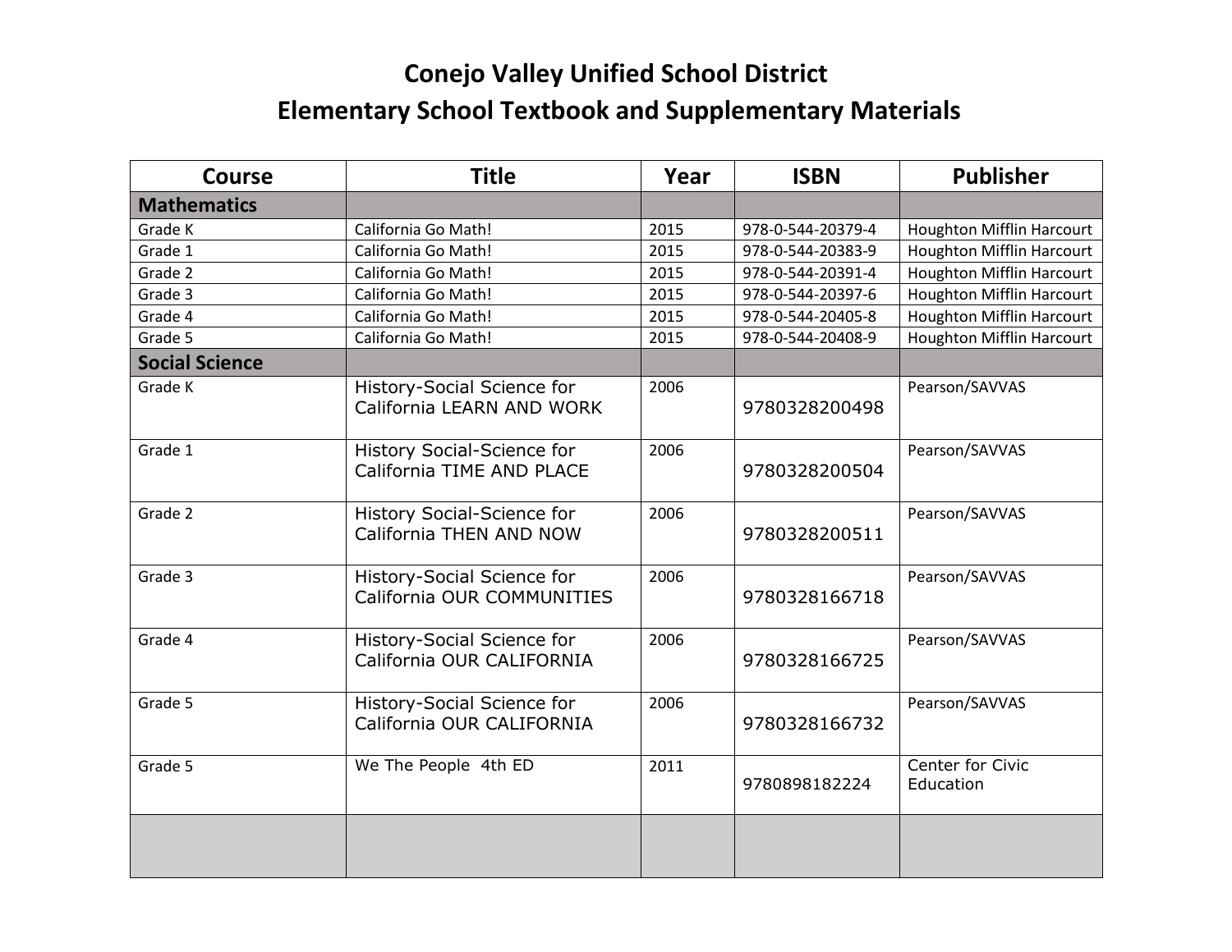# Conejo Valley Unified School District
# Elementary School Textbook and Supplementary Materials

| Course | Title | Year | ISBN | Publisher |
|---|---|---|---|---|
| **Mathematics** | | | | |
| Grade K | California Go Math! | 2015 | 978-0-544-20379-4 | Houghton Mifflin Harcourt |
| Grade 1 | California Go Math! | 2015 | 978-0-544-20383-9 | Houghton Mifflin Harcourt |
| Grade 2 | California Go Math! | 2015 | 978-0-544-20391-4 | Houghton Mifflin Harcourt |
| Grade 3 | California Go Math! | 2015 | 978-0-544-20397-6 | Houghton Mifflin Harcourt |
| Grade 4 | California Go Math! | 2015 | 978-0-544-20405-8 | Houghton Mifflin Harcourt |
| Grade 5 | California Go Math! | 2015 | 978-0-544-20408-9 | Houghton Mifflin Harcourt |
| **Social Science** | | | | |
| Grade K | History-Social Science for California LEARN AND WORK | 2006 | 9780328200498 | Pearson/SAVVAS |
| Grade 1 | History Social-Science for California TIME AND PLACE | 2006 | 9780328200504 | Pearson/SAVVAS |
| Grade 2 | History Social-Science for California THEN AND NOW | 2006 | 9780328200511 | Pearson/SAVVAS |
| Grade 3 | History-Social Science for California OUR COMMUNITIES | 2006 | 9780328166718 | Pearson/SAVVAS |
| Grade 4 | History-Social Science for California OUR CALIFORNIA | 2006 | 9780328166725 | Pearson/SAVVAS |
| Grade 5 | History-Social Science for California OUR CALIFORNIA | 2006 | 9780328166732 | Pearson/SAVVAS |
| Grade 5 | We The People 4th ED | 2011 | 9780898182224 | Center for Civic Education |
| | | | | |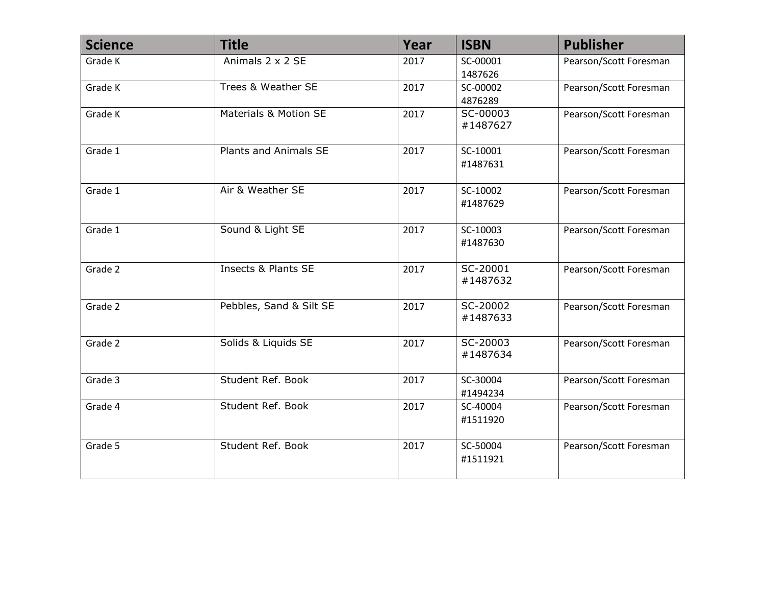| Science | Title | Year | ISBN | Publisher |
|---|---|---|---|---|
| Grade K | Animals 2 x 2 SE | 2017 | SC-00001 1487626 | Pearson/Scott Foresman |
| Grade K | Trees & Weather SE | 2017 | SC-00002 4876289 | Pearson/Scott Foresman |
| Grade K | Materials & Motion SE | 2017 | SC-00003 #1487627 | Pearson/Scott Foresman |
| Grade 1 | Plants and Animals SE | 2017 | SC-10001 #1487631 | Pearson/Scott Foresman |
| Grade 1 | Air & Weather SE | 2017 | SC-10002 #1487629 | Pearson/Scott Foresman |
| Grade 1 | Sound & Light SE | 2017 | SC-10003 #1487630 | Pearson/Scott Foresman |
| Grade 2 | Insects & Plants SE | 2017 | SC-20001 #1487632 | Pearson/Scott Foresman |
| Grade 2 | Pebbles, Sand & Silt SE | 2017 | SC-20002 #1487633 | Pearson/Scott Foresman |
| Grade 2 | Solids & Liquids SE | 2017 | SC-20003 #1487634 | Pearson/Scott Foresman |
| Grade 3 | Student Ref. Book | 2017 | SC-30004 #1494234 | Pearson/Scott Foresman |
| Grade 4 | Student Ref. Book | 2017 | SC-40004 #1511920 | Pearson/Scott Foresman |
| Grade 5 | Student Ref. Book | 2017 | SC-50004 #1511921 | Pearson/Scott Foresman |